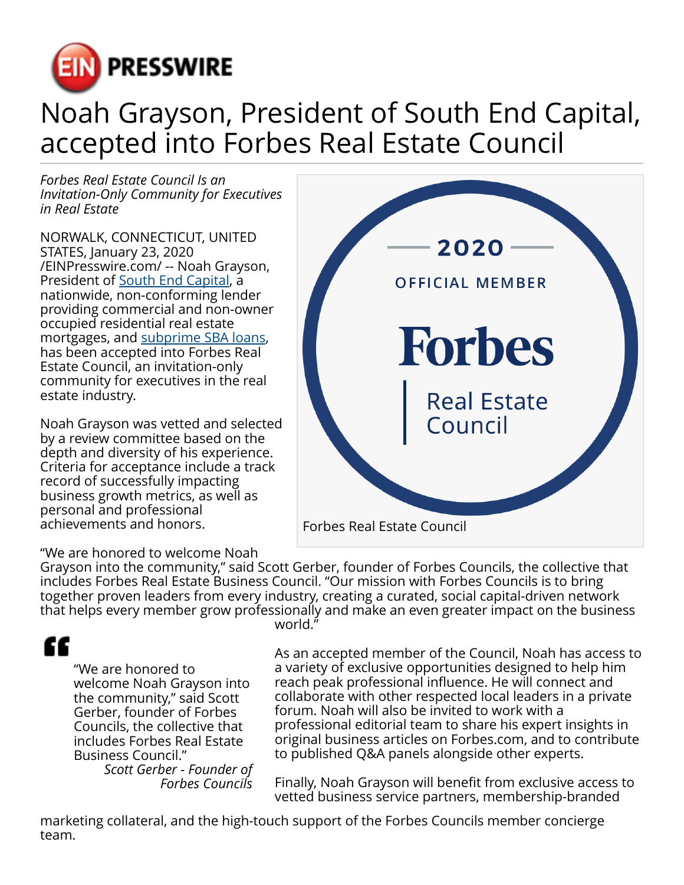# Noah Grayson, President of South End Capital, accepted into Forbes Real Estate Council

*Forbes Real Estate Council Is an Invitation-Only Community for Executives in Real Estate*

Forbes Real Estate Council

NORWALK, CONNECTICUT, UNITED STATES, January 23, 2020 /EINPresswire.com/ -- Noah Grayson, President of South End Capital, a nationwide, non-conforming lender providing commercial and non-owner occupied residential real estate mortgages, and subprime SBA loans, has been accepted into Forbes Real Estate Council, an invitation-only community for executives in the real estate industry.

Noah Grayson was vetted and selected by a review committee based on the depth and diversity of his experience. Criteria for acceptance include a track record of successfully impacting business growth metrics, as well as personal and professional achievements and honors.

"We are honored to welcome Noah Grayson into the community," said Scott Gerber, founder of Forbes Councils, the collective that includes Forbes Real Estate Business Council. "Our mission with Forbes Councils is to bring together proven leaders from every industry, creating a curated, social capital-driven network that helps every member grow professionally and make an even greater impact on the business world."

> "We are honored to welcome Noah Grayson into the community," said Scott Gerber, founder of Forbes Councils, the collective that includes Forbes Real Estate Business Council."
>
> *Scott Gerber - Founder of Forbes Councils*

As an accepted member of the Council, Noah has access to a variety of exclusive opportunities designed to help him reach peak professional influence. He will connect and collaborate with other respected local leaders in a private forum. Noah will also be invited to work with a professional editorial team to share his expert insights in original business articles on Forbes.com, and to contribute to published Q&A panels alongside other experts.

Finally, Noah Grayson will benefit from exclusive access to vetted business service partners, membership-branded marketing collateral, and the high-touch support of the Forbes Councils member concierge team.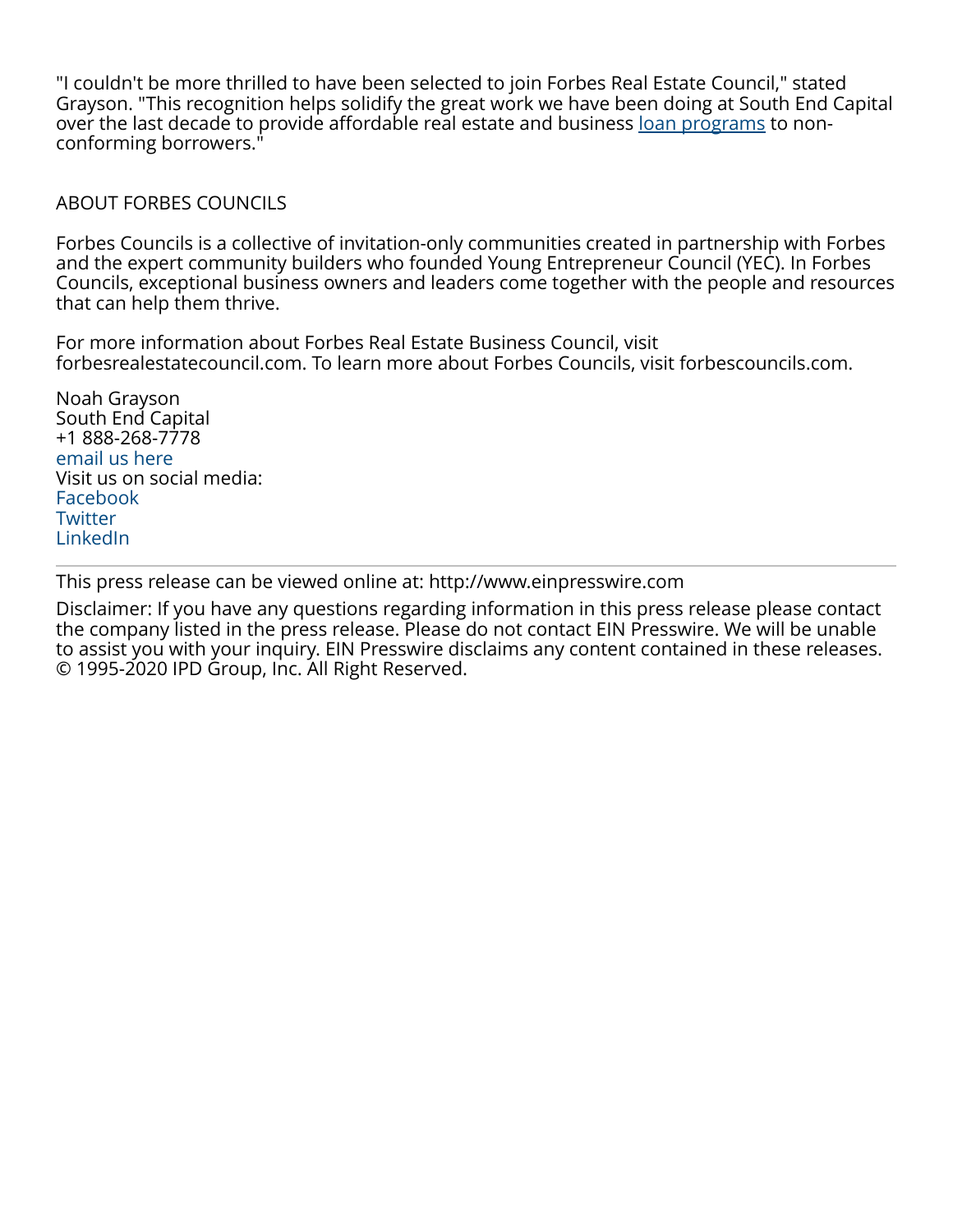"I couldn't be more thrilled to have been selected to join Forbes Real Estate Council," stated Grayson. "This recognition helps solidify the great work we have been doing at South End Capital over the last decade to provide affordable real estate and business loan programs to non-conforming borrowers."

ABOUT FORBES COUNCILS

Forbes Councils is a collective of invitation-only communities created in partnership with Forbes and the expert community builders who founded Young Entrepreneur Council (YEC). In Forbes Councils, exceptional business owners and leaders come together with the people and resources that can help them thrive.

For more information about Forbes Real Estate Business Council, visit forbesrealestatecouncil.com. To learn more about Forbes Councils, visit forbescouncils.com.

Noah Grayson
South End Capital
+1 888-268-7778
email us here
Visit us on social media:
Facebook
Twitter
LinkedIn

---

This press release can be viewed online at: http://www.einpresswire.com

Disclaimer: If you have any questions regarding information in this press release please contact the company listed in the press release. Please do not contact EIN Presswire. We will be unable to assist you with your inquiry. EIN Presswire disclaims any content contained in these releases. © 1995-2020 IPD Group, Inc. All Right Reserved.